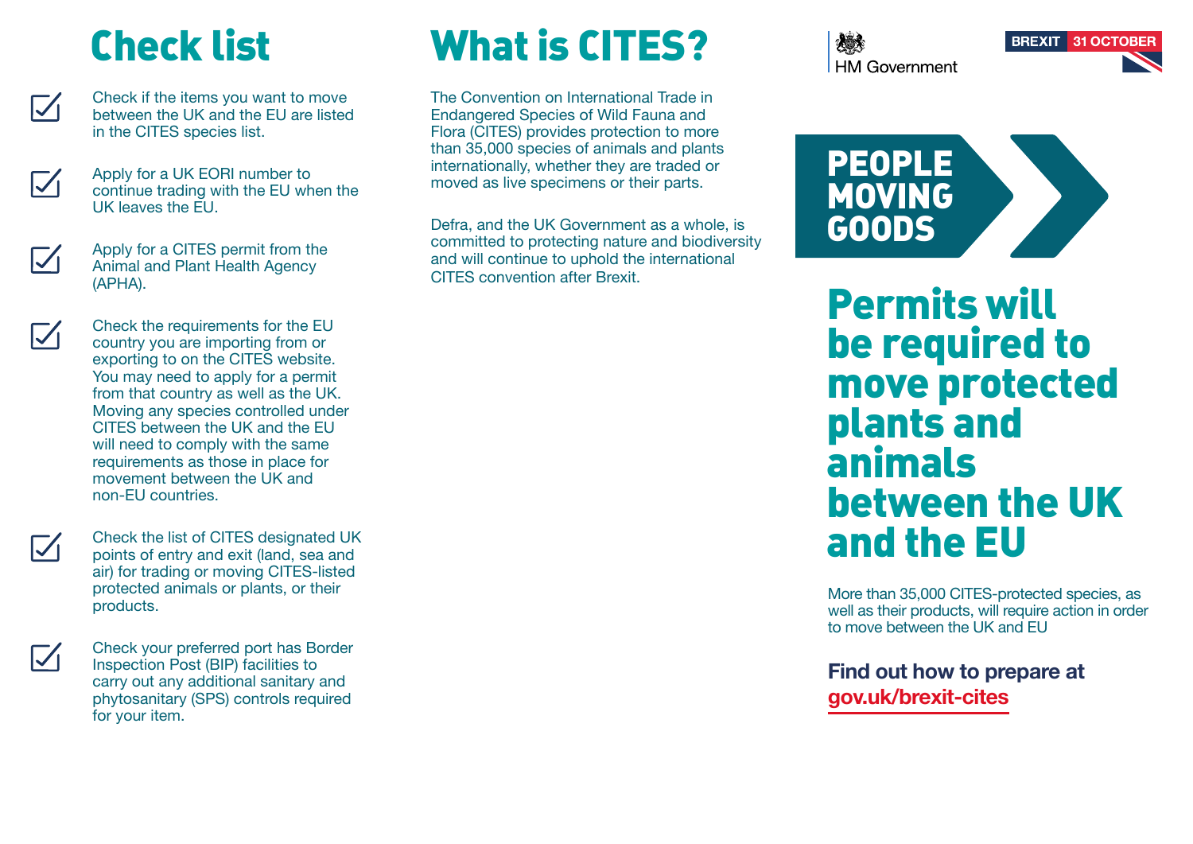# Check list

- [x] Check if the items you want to move between the UK and the EU are listed in the CITES species list.
- [x] Apply for a UK EORI number to continue trading with the EU when the UK leaves the EU.
- [x] Apply for a CITES permit from the Animal and Plant Health Agency (APHA).
- [x] Check the requirements for the EU country you are importing from or exporting to on the CITES website. You may need to apply for a permit from that country as well as the UK. Moving any species controlled under CITES between the UK and the EU will need to comply with the same requirements as those in place for movement between the UK and non-EU countries.
- [x] Check the list of CITES designated UK points of entry and exit (land, sea and air) for trading or moving CITES-listed protected animals or plants, or their products.
- [x] Check your preferred port has Border Inspection Post (BIP) facilities to carry out any additional sanitary and phytosanitary (SPS) controls required for your item.

# What is CITES?

The Convention on International Trade in Endangered Species of Wild Fauna and Flora (CITES) provides protection to more than 35,000 species of animals and plants internationally, whether they are traded or moved as live specimens or their parts.

Defra, and the UK Government as a whole, is committed to protecting nature and biodiversity and will continue to uphold the international CITES convention after Brexit.

HM Government

BREXIT 31 OCTOBER

**PEOPLE MOVING GOODS**

# Permits will be required to move protected plants and animals between the UK and the EU

More than 35,000 CITES-protected species, as well as their products, will require action in order to move between the UK and EU

**Find out how to prepare at gov.uk/brexit-cites**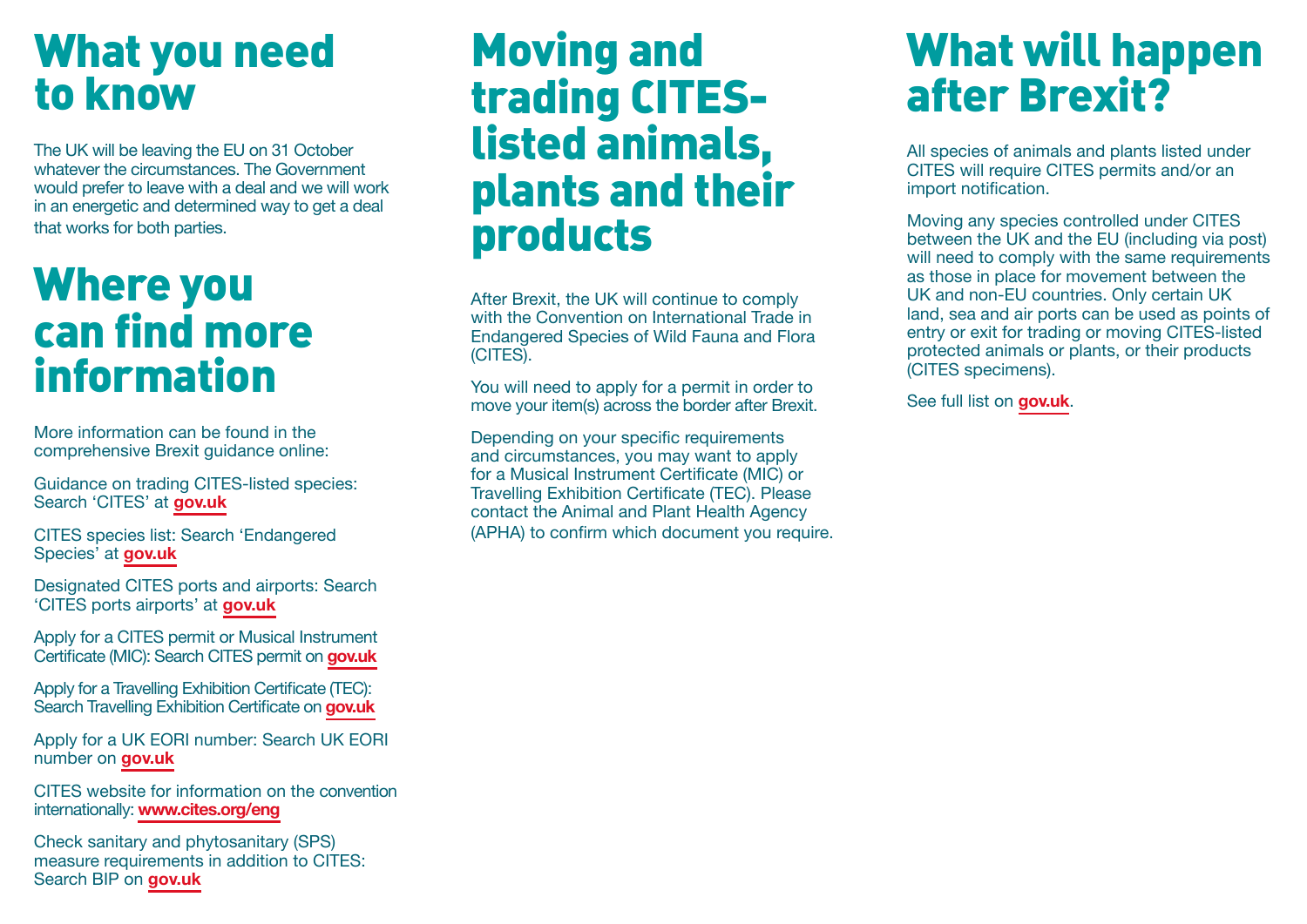# What you need to know

The UK will be leaving the EU on 31 October whatever the circumstances. The Government would prefer to leave with a deal and we will work in an energetic and determined way to get a deal that works for both parties.

# Where you can find more information

More information can be found in the comprehensive Brexit guidance online:

Guidance on trading CITES-listed species: Search 'CITES' at **gov.uk**

CITES species list: Search 'Endangered Species' at **gov.uk**

Designated CITES ports and airports: Search 'CITES ports airports' at **gov.uk**

Apply for a CITES permit or Musical Instrument Certificate (MIC): Search CITES permit on **gov.uk**

Apply for a Travelling Exhibition Certificate (TEC): Search Travelling Exhibition Certificate on **gov.uk**

Apply for a UK EORI number: Search UK EORI number on **gov.uk**

CITES website for information on the convention internationally: **www.cites.org/eng**

Check sanitary and phytosanitary (SPS) measure requirements in addition to CITES: Search BIP on **gov.uk**

# Moving and trading CITES-listed animals, plants and their products

After Brexit, the UK will continue to comply with the Convention on International Trade in Endangered Species of Wild Fauna and Flora (CITES).

You will need to apply for a permit in order to move your item(s) across the border after Brexit.

Depending on your specific requirements and circumstances, you may want to apply for a Musical Instrument Certificate (MIC) or Travelling Exhibition Certificate (TEC). Please contact the Animal and Plant Health Agency (APHA) to confirm which document you require.

# What will happen after Brexit?

All species of animals and plants listed under CITES will require CITES permits and/or an import notification.

Moving any species controlled under CITES between the UK and the EU (including via post) will need to comply with the same requirements as those in place for movement between the UK and non-EU countries. Only certain UK land, sea and air ports can be used as points of entry or exit for trading or moving CITES-listed protected animals or plants, or their products (CITES specimens).

See full list on **gov.uk**.